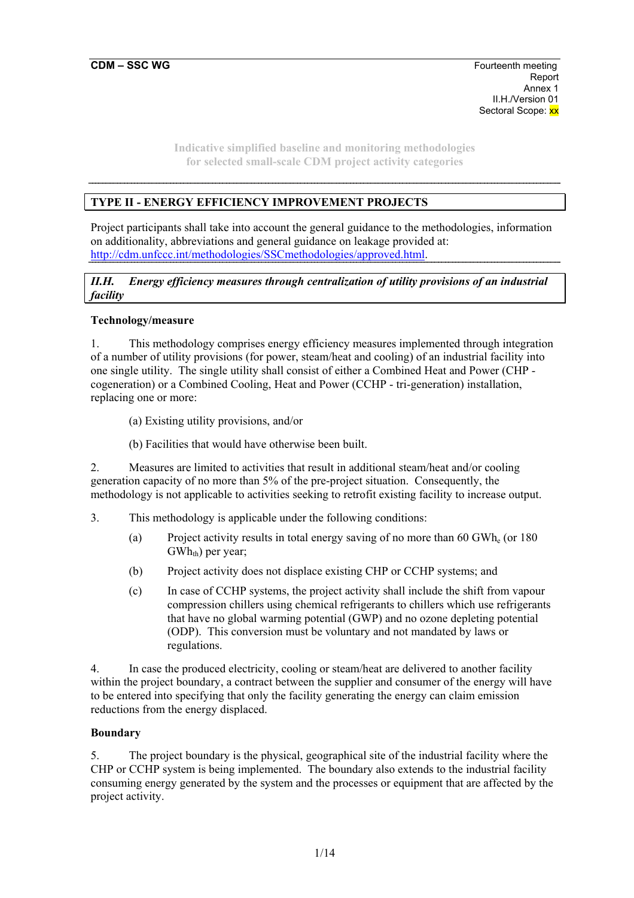**CDM – SSC WG**

Fourteenth meeting
Report
Annex 1
II.H./Version 01
Sectoral Scope: xx

Indicative simplified baseline and monitoring methodologies
for selected small-scale CDM project activity categories

## TYPE II - ENERGY EFFICIENCY IMPROVEMENT PROJECTS

Project participants shall take into account the general guidance to the methodologies, information on additionality, abbreviations and general guidance on leakage provided at: http://cdm.unfccc.int/methodologies/SSCmethodologies/approved.html.

### *II.H. Energy efficiency measures through centralization of utility provisions of an industrial facility*

**Technology/measure**

1. This methodology comprises energy efficiency measures implemented through integration of a number of utility provisions (for power, steam/heat and cooling) of an industrial facility into one single utility. The single utility shall consist of either a Combined Heat and Power (CHP - cogeneration) or a Combined Cooling, Heat and Power (CCHP - tri-generation) installation, replacing one or more:

   (a) Existing utility provisions, and/or

   (b) Facilities that would have otherwise been built.

2. Measures are limited to activities that result in additional steam/heat and/or cooling generation capacity of no more than 5% of the pre-project situation. Consequently, the methodology is not applicable to activities seeking to retrofit existing facility to increase output.

3. This methodology is applicable under the following conditions:

   (a) Project activity results in total energy saving of no more than 60 $GWh_e$ (or 180 $GWh_{th}$) per year;

   (b) Project activity does not displace existing CHP or CCHP systems; and

   (c) In case of CCHP systems, the project activity shall include the shift from vapour compression chillers using chemical refrigerants to chillers which use refrigerants that have no global warming potential (GWP) and no ozone depleting potential (ODP). This conversion must be voluntary and not mandated by laws or regulations.

4. In case the produced electricity, cooling or steam/heat are delivered to another facility within the project boundary, a contract between the supplier and consumer of the energy will have to be entered into specifying that only the facility generating the energy can claim emission reductions from the energy displaced.

**Boundary**

5. The project boundary is the physical, geographical site of the industrial facility where the CHP or CCHP system is being implemented. The boundary also extends to the industrial facility consuming energy generated by the system and the processes or equipment that are affected by the project activity.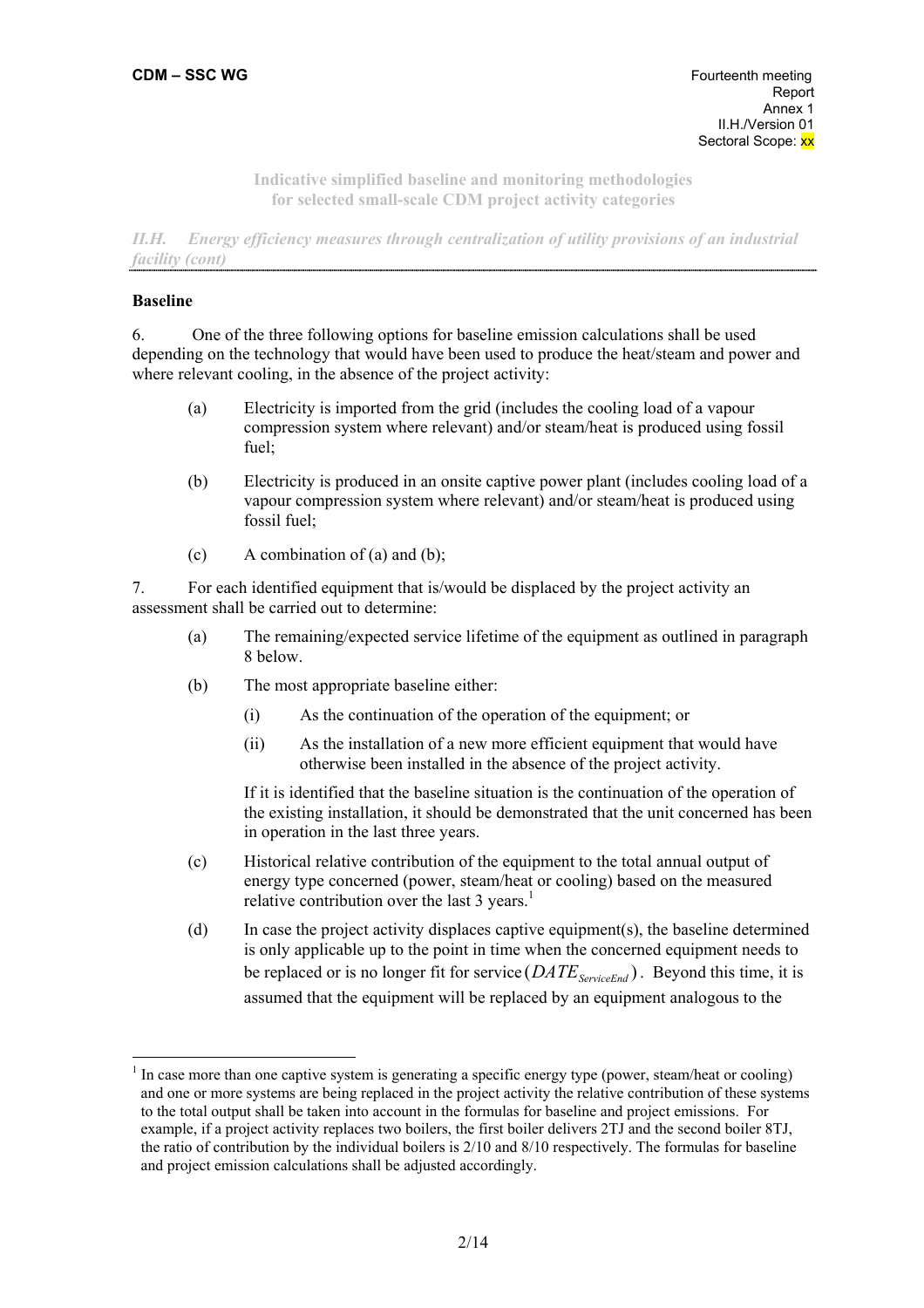**Indicative simplified baseline and monitoring methodologies for selected small-scale CDM project activity categories**

*II.H. Energy efficiency measures through centralization of utility provisions of an industrial facility (cont)*

**Baseline**

6. One of the three following options for baseline emission calculations shall be used depending on the technology that would have been used to produce the heat/steam and power and where relevant cooling, in the absence of the project activity:

(a) Electricity is imported from the grid (includes the cooling load of a vapour compression system where relevant) and/or steam/heat is produced using fossil fuel;

(b) Electricity is produced in an onsite captive power plant (includes cooling load of a vapour compression system where relevant) and/or steam/heat is produced using fossil fuel;

(c) A combination of (a) and (b);

7. For each identified equipment that is/would be displaced by the project activity an assessment shall be carried out to determine:

(a) The remaining/expected service lifetime of the equipment as outlined in paragraph 8 below.

(b) The most appropriate baseline either:

(i) As the continuation of the operation of the equipment; or

(ii) As the installation of a new more efficient equipment that would have otherwise been installed in the absence of the project activity.

If it is identified that the baseline situation is the continuation of the operation of the existing installation, it should be demonstrated that the unit concerned has been in operation in the last three years.

(c) Historical relative contribution of the equipment to the total annual output of energy type concerned (power, steam/heat or cooling) based on the measured relative contribution over the last 3 years.[1]

(d) In case the project activity displaces captive equipment(s), the baseline determined is only applicable up to the point in time when the concerned equipment needs to be replaced or is no longer fit for service ($DATE_{ServiceEnd}$). Beyond this time, it is assumed that the equipment will be replaced by an equipment analogous to the

---

[1] In case more than one captive system is generating a specific energy type (power, steam/heat or cooling) and one or more systems are being replaced in the project activity the relative contribution of these systems to the total output shall be taken into account in the formulas for baseline and project emissions. For example, if a project activity replaces two boilers, the first boiler delivers 2TJ and the second boiler 8TJ, the ratio of contribution by the individual boilers is 2/10 and 8/10 respectively. The formulas for baseline and project emission calculations shall be adjusted accordingly.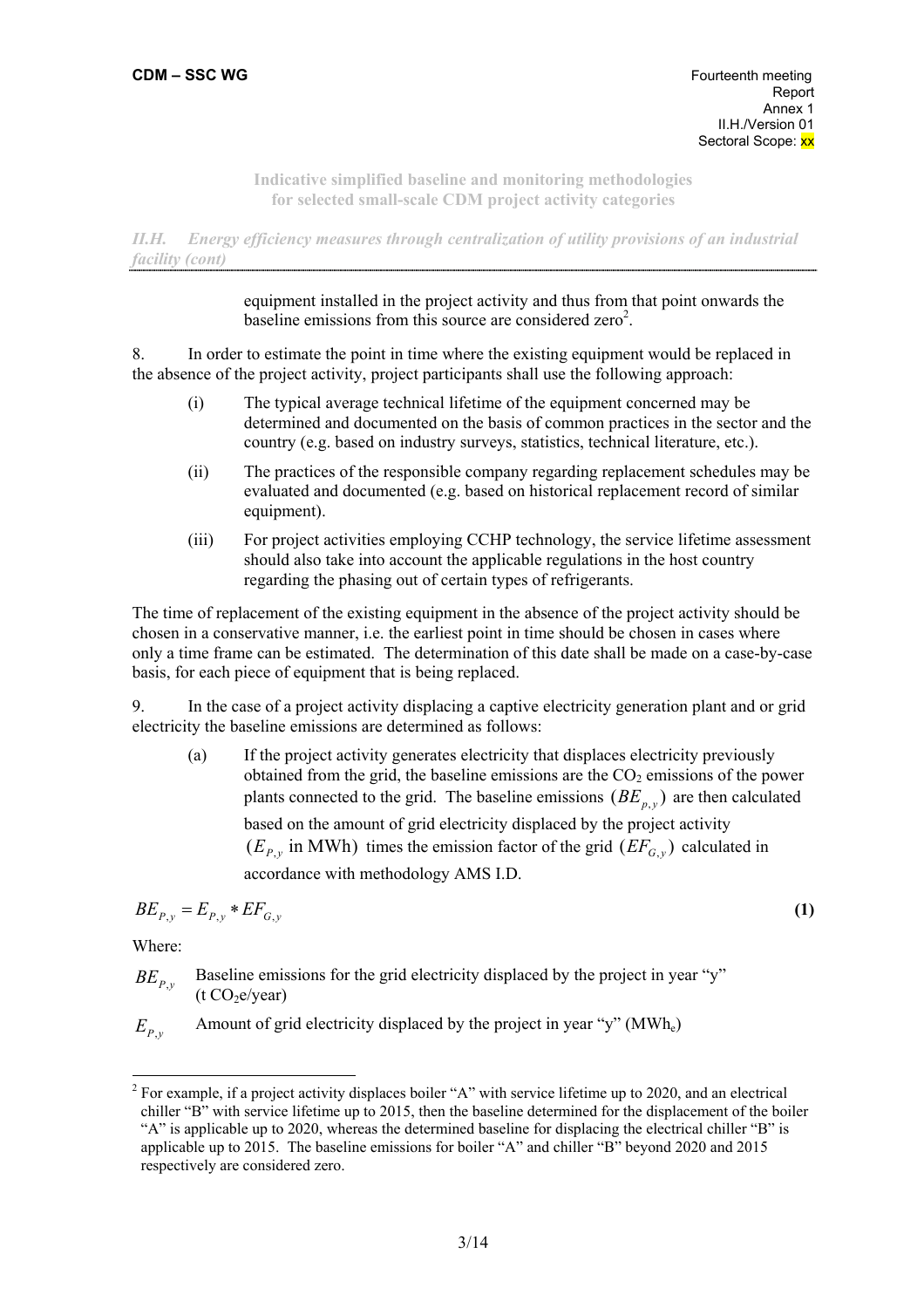**Indicative simplified baseline and monitoring methodologies for selected small-scale CDM project activity categories**

*II.H. Energy efficiency measures through centralization of utility provisions of an industrial facility (cont)*

equipment installed in the project activity and thus from that point onwards the baseline emissions from this source are considered zero[2].

8. In order to estimate the point in time where the existing equipment would be replaced in the absence of the project activity, project participants shall use the following approach:

(i) The typical average technical lifetime of the equipment concerned may be determined and documented on the basis of common practices in the sector and the country (e.g. based on industry surveys, statistics, technical literature, etc.).

(ii) The practices of the responsible company regarding replacement schedules may be evaluated and documented (e.g. based on historical replacement record of similar equipment).

(iii) For project activities employing CCHP technology, the service lifetime assessment should also take into account the applicable regulations in the host country regarding the phasing out of certain types of refrigerants.

The time of replacement of the existing equipment in the absence of the project activity should be chosen in a conservative manner, i.e. the earliest point in time should be chosen in cases where only a time frame can be estimated. The determination of this date shall be made on a case-by-case basis, for each piece of equipment that is being replaced.

9. In the case of a project activity displacing a captive electricity generation plant and or grid electricity the baseline emissions are determined as follows:

(a) If the project activity generates electricity that displaces electricity previously obtained from the grid, the baseline emissions are the $CO_2$ emissions of the power plants connected to the grid. The baseline emissions $(BE_{p,y})$ are then calculated based on the amount of grid electricity displaced by the project activity $(E_{P,y}$ in MWh$)$ times the emission factor of the grid $(EF_{G,y})$ calculated in accordance with methodology AMS I.D.

$$BE_{P,y} = E_{P,y} * EF_{G,y} \quad \textbf{(1)}$$

Where:

$BE_{P,y}$ Baseline emissions for the grid electricity displaced by the project in year "y" (t $CO_2$e/year)

$E_{P,y}$ Amount of grid electricity displaced by the project in year "y" ($MWh_e$)

[2] For example, if a project activity displaces boiler "A" with service lifetime up to 2020, and an electrical chiller "B" with service lifetime up to 2015, then the baseline determined for the displacement of the boiler "A" is applicable up to 2020, whereas the determined baseline for displacing the electrical chiller "B" is applicable up to 2015. The baseline emissions for boiler "A" and chiller "B" beyond 2020 and 2015 respectively are considered zero.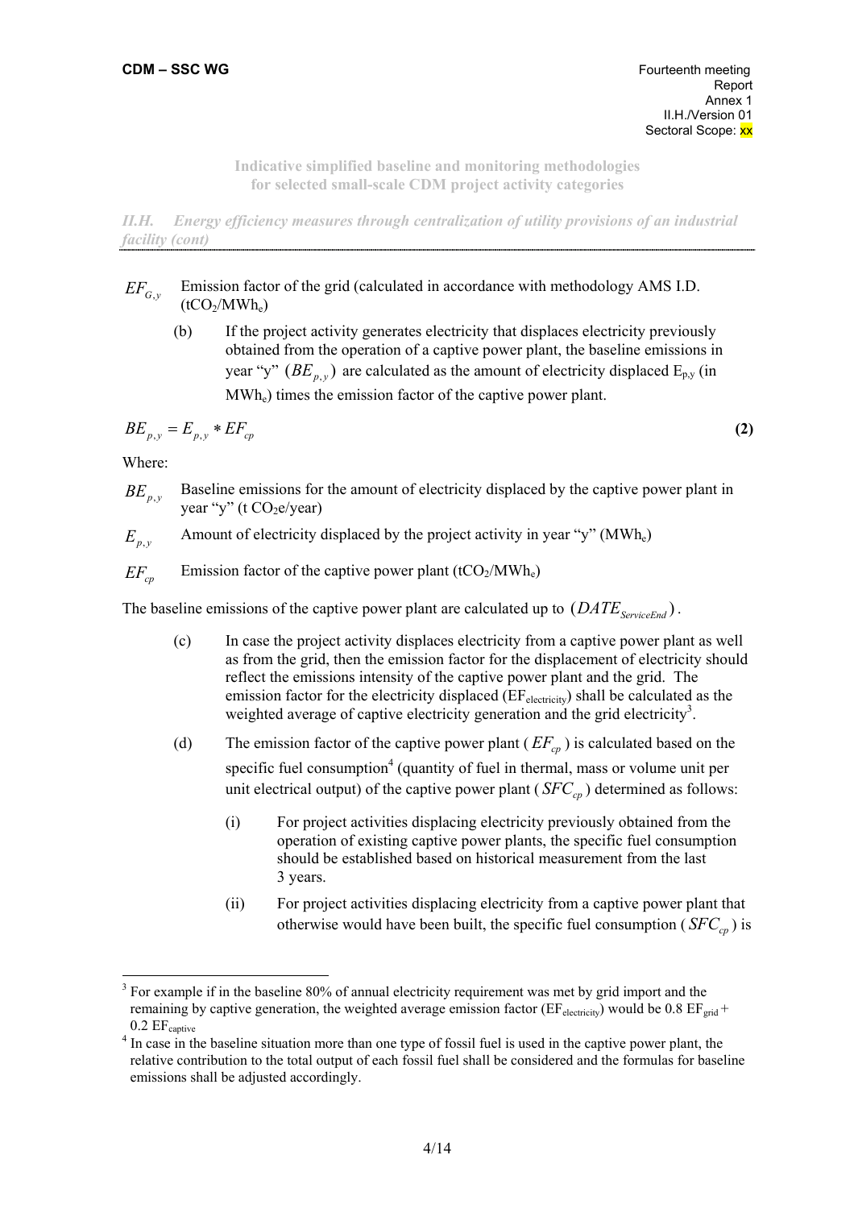$EF_{G,y}$ Emission factor of the grid (calculated in accordance with methodology AMS I.D. ($tCO_2/MWh_e$)

(b) If the project activity generates electricity that displaces electricity previously obtained from the operation of a captive power plant, the baseline emissions in year "y" $(BE_{p,y})$ are calculated as the amount of electricity displaced $E_{p,y}$ (in $MWh_e$) times the emission factor of the captive power plant.

$$BE_{p,y} = E_{p,y} * EF_{cp} \tag{2}$$

Where:

$BE_{p,y}$ Baseline emissions for the amount of electricity displaced by the captive power plant in year "y" (t $CO_2e$/year)

$E_{p,y}$ Amount of electricity displaced by the project activity in year "y" ($MWh_e$)

$EF_{cp}$ Emission factor of the captive power plant ($tCO_2/MWh_e$)

The baseline emissions of the captive power plant are calculated up to $(DATE_{ServiceEnd})$.

(c) In case the project activity displaces electricity from a captive power plant as well as from the grid, then the emission factor for the displacement of electricity should reflect the emissions intensity of the captive power plant and the grid. The emission factor for the electricity displaced ($EF_{electricity}$) shall be calculated as the weighted average of captive electricity generation and the grid electricity[3].

(d) The emission factor of the captive power plant ($EF_{cp}$) is calculated based on the specific fuel consumption[4] (quantity of fuel in thermal, mass or volume unit per unit electrical output) of the captive power plant ($SFC_{cp}$) determined as follows:

(i) For project activities displacing electricity previously obtained from the operation of existing captive power plants, the specific fuel consumption should be established based on historical measurement from the last 3 years.

(ii) For project activities displacing electricity from a captive power plant that otherwise would have been built, the specific fuel consumption ($SFC_{cp}$) is

---

[3] For example if in the baseline 80% of annual electricity requirement was met by grid import and the remaining by captive generation, the weighted average emission factor ($EF_{electricity}$) would be 0.8 $EF_{grid}$ + 0.2 $EF_{captive}$

[4] In case in the baseline situation more than one type of fossil fuel is used in the captive power plant, the relative contribution to the total output of each fossil fuel shall be considered and the formulas for baseline emissions shall be adjusted accordingly.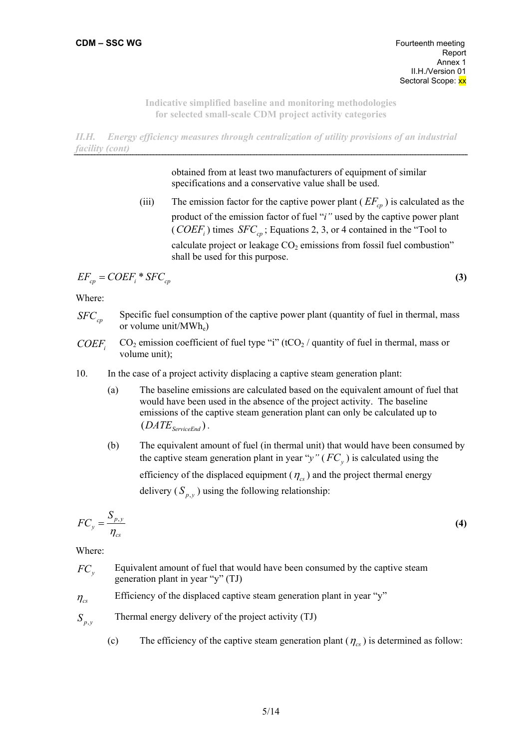obtained from at least two manufacturers of equipment of similar specifications and a conservative value shall be used.

(iii) The emission factor for the captive power plant ( $EF_{cp}$ ) is calculated as the product of the emission factor of fuel "*i"* used by the captive power plant ( $COEF_i$ ) times $SFC_{cp}$ ; Equations 2, 3, or 4 contained in the "Tool to calculate project or leakage $CO_2$ emissions from fossil fuel combustion" shall be used for this purpose.

$$EF_{cp} = COEF_i * SFC_{cp} \quad \textbf{(3)}$$

Where:

$SFC_{cp}$ Specific fuel consumption of the captive power plant (quantity of fuel in thermal, mass or volume unit/$MWh_e$)

$COEF_i$ $CO_2$ emission coefficient of fuel type "i" ($tCO_2$ / quantity of fuel in thermal, mass or volume unit);

10. In the case of a project activity displacing a captive steam generation plant:

(a) The baseline emissions are calculated based on the equivalent amount of fuel that would have been used in the absence of the project activity. The baseline emissions of the captive steam generation plant can only be calculated up to $(DATE_{ServiceEnd})$.

(b) The equivalent amount of fuel (in thermal unit) that would have been consumed by the captive steam generation plant in year "*y"* ( $FC_y$ ) is calculated using the efficiency of the displaced equipment ( $\eta_{cs}$ ) and the project thermal energy delivery ( $S_{p,y}$ ) using the following relationship:

$$FC_y = \frac{S_{p,y}}{\eta_{cs}} \quad \textbf{(4)}$$

Where:

$FC_y$ Equivalent amount of fuel that would have been consumed by the captive steam generation plant in year "y" (TJ)

$\eta_{cs}$ Efficiency of the displaced captive steam generation plant in year "y"

$S_{p,y}$ Thermal energy delivery of the project activity (TJ)

(c) The efficiency of the captive steam generation plant ( $\eta_{cs}$ ) is determined as follow: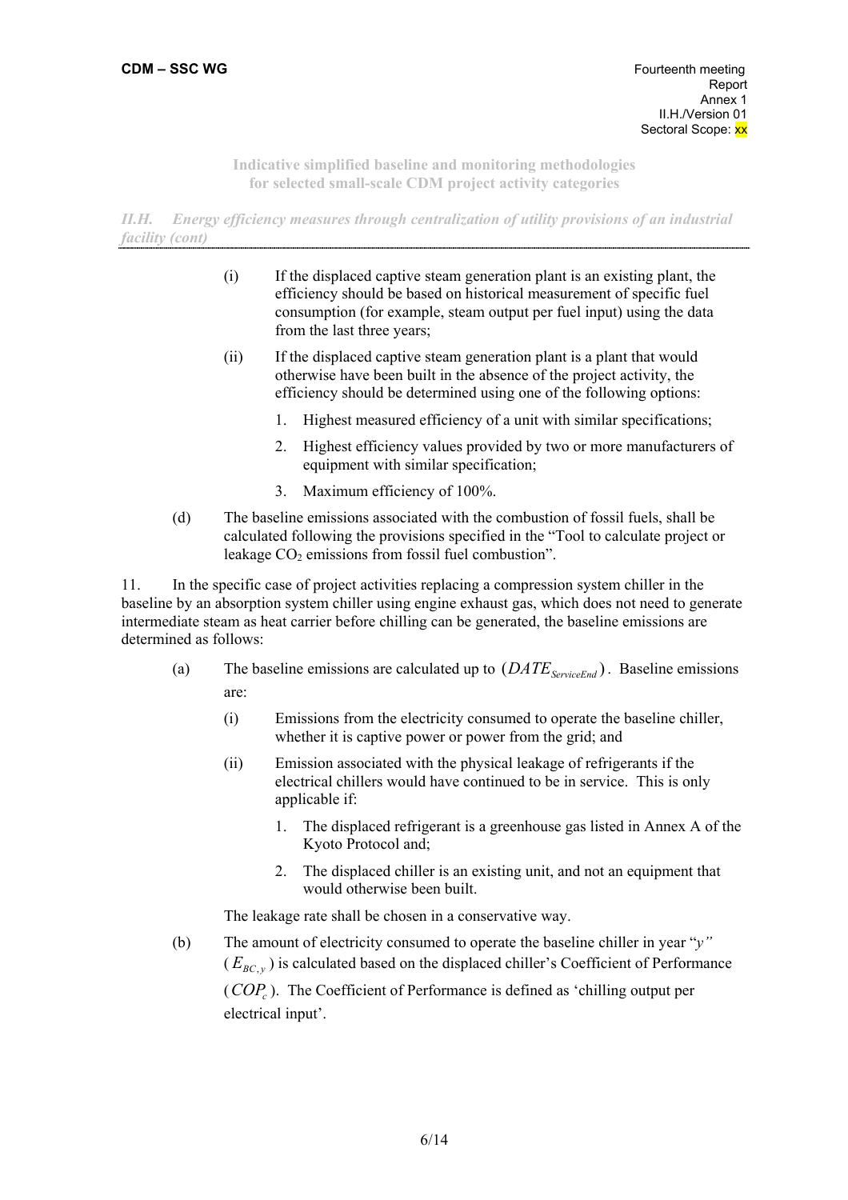(i) If the displaced captive steam generation plant is an existing plant, the efficiency should be based on historical measurement of specific fuel consumption (for example, steam output per fuel input) using the data from the last three years;

(ii) If the displaced captive steam generation plant is a plant that would otherwise have been built in the absence of the project activity, the efficiency should be determined using one of the following options:

1. Highest measured efficiency of a unit with similar specifications;
2. Highest efficiency values provided by two or more manufacturers of equipment with similar specification;
3. Maximum efficiency of 100%.

(d) The baseline emissions associated with the combustion of fossil fuels, shall be calculated following the provisions specified in the "Tool to calculate project or leakage $CO_2$ emissions from fossil fuel combustion".

11. In the specific case of project activities replacing a compression system chiller in the baseline by an absorption system chiller using engine exhaust gas, which does not need to generate intermediate steam as heat carrier before chilling can be generated, the baseline emissions are determined as follows:

(a) The baseline emissions are calculated up to $(DATE_{ServiceEnd})$. Baseline emissions are:

(i) Emissions from the electricity consumed to operate the baseline chiller, whether it is captive power or power from the grid; and

(ii) Emission associated with the physical leakage of refrigerants if the electrical chillers would have continued to be in service. This is only applicable if:

1. The displaced refrigerant is a greenhouse gas listed in Annex A of the Kyoto Protocol and;
2. The displaced chiller is an existing unit, and not an equipment that would otherwise been built.

The leakage rate shall be chosen in a conservative way.

(b) The amount of electricity consumed to operate the baseline chiller in year "*y"* ($E_{BC,y}$) is calculated based on the displaced chiller's Coefficient of Performance ($COP_c$). The Coefficient of Performance is defined as 'chilling output per electrical input'.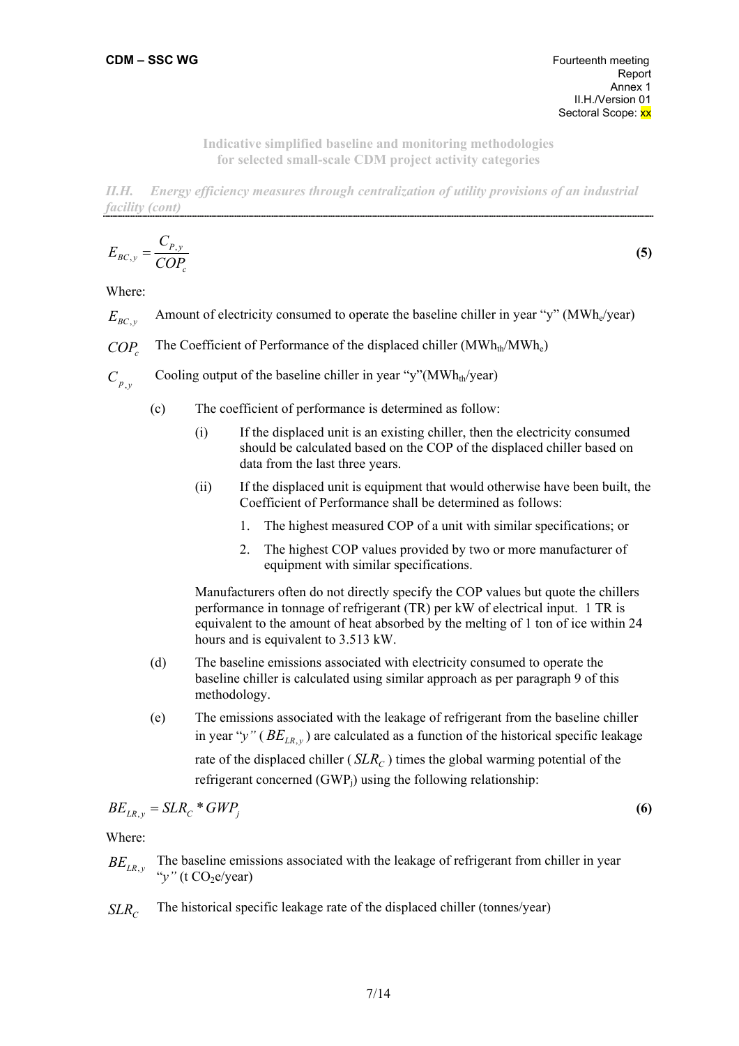**Indicative simplified baseline and monitoring methodologies for selected small-scale CDM project activity categories**

*II.H. Energy efficiency measures through centralization of utility provisions of an industrial facility (cont)*

$$E_{BC,y} = \frac{C_{P,y}}{COP_c} \tag{5}$$

Where:

$E_{BC,y}$ Amount of electricity consumed to operate the baseline chiller in year "y" ($MWh_e$/year)

$COP_c$ The Coefficient of Performance of the displaced chiller ($MWh_{th}/MWh_e$)

$C_{p,y}$ Cooling output of the baseline chiller in year "y"($MWh_{th}$/year)

(c) The coefficient of performance is determined as follow:

(i) If the displaced unit is an existing chiller, then the electricity consumed should be calculated based on the COP of the displaced chiller based on data from the last three years.

(ii) If the displaced unit is equipment that would otherwise have been built, the Coefficient of Performance shall be determined as follows:

1. The highest measured COP of a unit with similar specifications; or
2. The highest COP values provided by two or more manufacturer of equipment with similar specifications.

Manufacturers often do not directly specify the COP values but quote the chillers performance in tonnage of refrigerant (TR) per kW of electrical input. 1 TR is equivalent to the amount of heat absorbed by the melting of 1 ton of ice within 24 hours and is equivalent to 3.513 kW.

(d) The baseline emissions associated with electricity consumed to operate the baseline chiller is calculated using similar approach as per paragraph 9 of this methodology.

(e) The emissions associated with the leakage of refrigerant from the baseline chiller in year "*y"* ( $BE_{LR,y}$ ) are calculated as a function of the historical specific leakage rate of the displaced chiller ( $SLR_C$ ) times the global warming potential of the refrigerant concerned ($GWP_j$) using the following relationship:

$$BE_{LR,y} = SLR_C * GWP_j \tag{6}$$

Where:

$BE_{LR,y}$ The baseline emissions associated with the leakage of refrigerant from chiller in year "*y"* (t $CO_2$e/year)

$SLR_C$ The historical specific leakage rate of the displaced chiller (tonnes/year)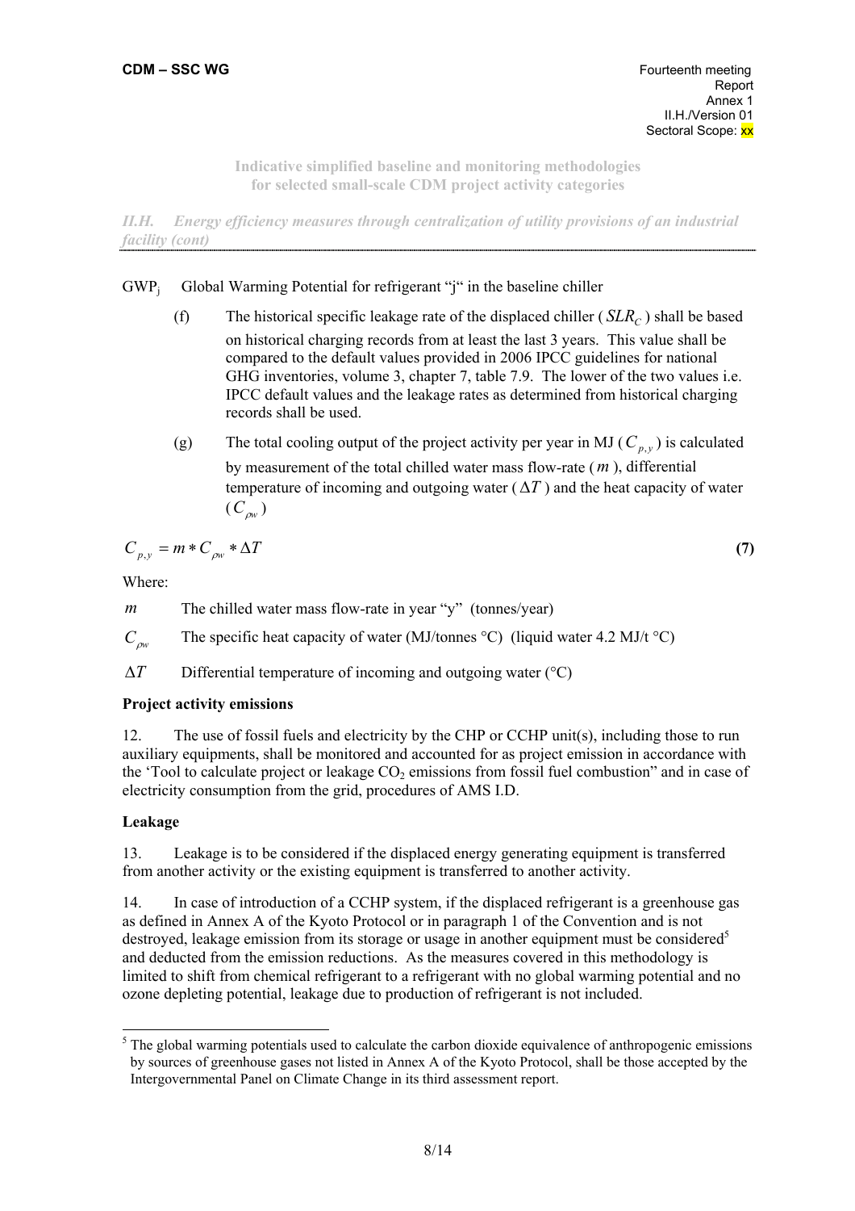**Indicative simplified baseline and monitoring methodologies for selected small-scale CDM project activity categories**

*II.H. Energy efficiency measures through centralization of utility provisions of an industrial facility (cont)*

$GWP_j$ Global Warming Potential for refrigerant "j" in the baseline chiller

(f) The historical specific leakage rate of the displaced chiller ( $SLR_C$ ) shall be based on historical charging records from at least the last 3 years. This value shall be compared to the default values provided in 2006 IPCC guidelines for national GHG inventories, volume 3, chapter 7, table 7.9. The lower of the two values i.e. IPCC default values and the leakage rates as determined from historical charging records shall be used.

(g) The total cooling output of the project activity per year in MJ ( $C_{p,y}$ ) is calculated by measurement of the total chilled water mass flow-rate ( $m$ ), differential temperature of incoming and outgoing water ( $\Delta T$ ) and the heat capacity of water ( $C_{\rho w}$ )

$$C_{p,y} = m * C_{\rho w} * \Delta T \qquad \textbf{(7)}$$

Where:

$m$ The chilled water mass flow-rate in year "y" (tonnes/year)

$C_{\rho w}$ The specific heat capacity of water (MJ/tonnes °C) (liquid water 4.2 MJ/t °C)

$\Delta T$ Differential temperature of incoming and outgoing water (°C)

**Project activity emissions**

12. The use of fossil fuels and electricity by the CHP or CCHP unit(s), including those to run auxiliary equipments, shall be monitored and accounted for as project emission in accordance with the 'Tool to calculate project or leakage $CO_2$ emissions from fossil fuel combustion" and in case of electricity consumption from the grid, procedures of AMS I.D.

**Leakage**

13. Leakage is to be considered if the displaced energy generating equipment is transferred from another activity or the existing equipment is transferred to another activity.

14. In case of introduction of a CCHP system, if the displaced refrigerant is a greenhouse gas as defined in Annex A of the Kyoto Protocol or in paragraph 1 of the Convention and is not destroyed, leakage emission from its storage or usage in another equipment must be considered[5] and deducted from the emission reductions. As the measures covered in this methodology is limited to shift from chemical refrigerant to a refrigerant with no global warming potential and no ozone depleting potential, leakage due to production of refrigerant is not included.

---

[5] The global warming potentials used to calculate the carbon dioxide equivalence of anthropogenic emissions by sources of greenhouse gases not listed in Annex A of the Kyoto Protocol, shall be those accepted by the Intergovernmental Panel on Climate Change in its third assessment report.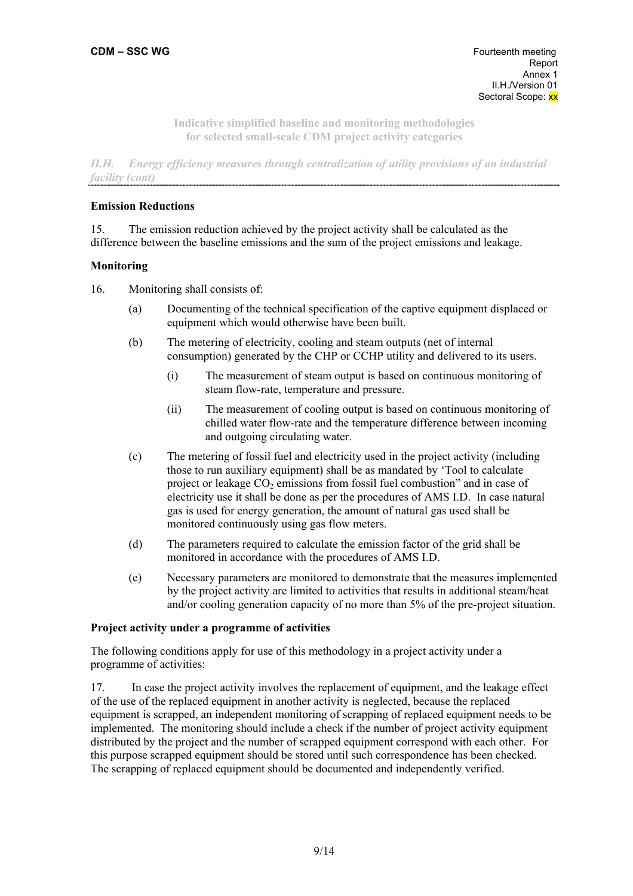## Emission Reductions

15. The emission reduction achieved by the project activity shall be calculated as the difference between the baseline emissions and the sum of the project emissions and leakage.

## Monitoring

16. Monitoring shall consists of:

(a) Documenting of the technical specification of the captive equipment displaced or equipment which would otherwise have been built.

(b) The metering of electricity, cooling and steam outputs (net of internal consumption) generated by the CHP or CCHP utility and delivered to its users.

(i) The measurement of steam output is based on continuous monitoring of steam flow-rate, temperature and pressure.

(ii) The measurement of cooling output is based on continuous monitoring of chilled water flow-rate and the temperature difference between incoming and outgoing circulating water.

(c) The metering of fossil fuel and electricity used in the project activity (including those to run auxiliary equipment) shall be as mandated by 'Tool to calculate project or leakage $CO_2$ emissions from fossil fuel combustion" and in case of electricity use it shall be done as per the procedures of AMS I.D. In case natural gas is used for energy generation, the amount of natural gas used shall be monitored continuously using gas flow meters.

(d) The parameters required to calculate the emission factor of the grid shall be monitored in accordance with the procedures of AMS I.D.

(e) Necessary parameters are monitored to demonstrate that the measures implemented by the project activity are limited to activities that results in additional steam/heat and/or cooling generation capacity of no more than 5% of the pre-project situation.

## Project activity under a programme of activities

The following conditions apply for use of this methodology in a project activity under a programme of activities:

17. In case the project activity involves the replacement of equipment, and the leakage effect of the use of the replaced equipment in another activity is neglected, because the replaced equipment is scrapped, an independent monitoring of scrapping of replaced equipment needs to be implemented. The monitoring should include a check if the number of project activity equipment distributed by the project and the number of scrapped equipment correspond with each other. For this purpose scrapped equipment should be stored until such correspondence has been checked. The scrapping of replaced equipment should be documented and independently verified.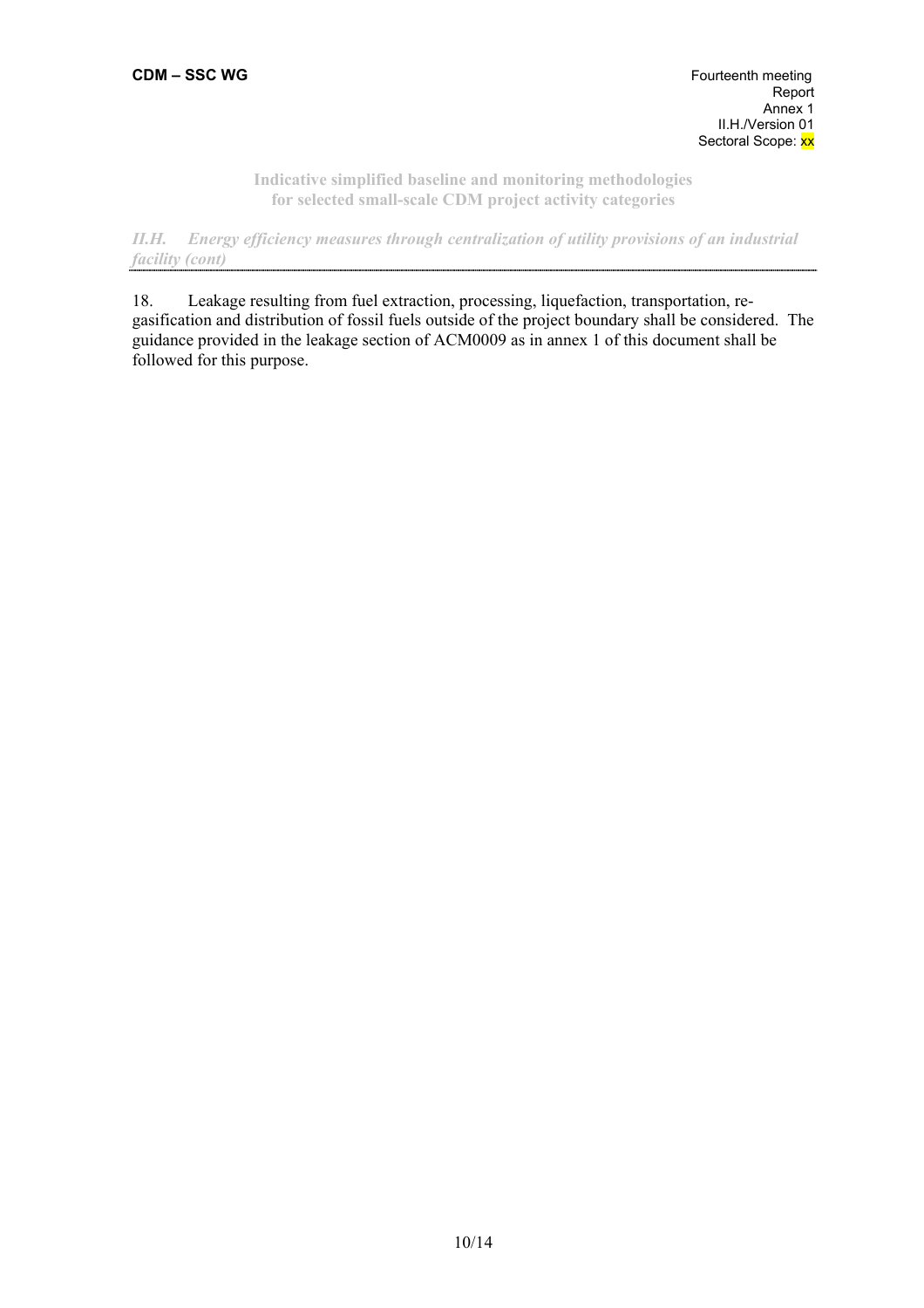*II.H. Energy efficiency measures through centralization of utility provisions of an industrial facility (cont)*

18. Leakage resulting from fuel extraction, processing, liquefaction, transportation, re-gasification and distribution of fossil fuels outside of the project boundary shall be considered. The guidance provided in the leakage section of ACM0009 as in annex 1 of this document shall be followed for this purpose.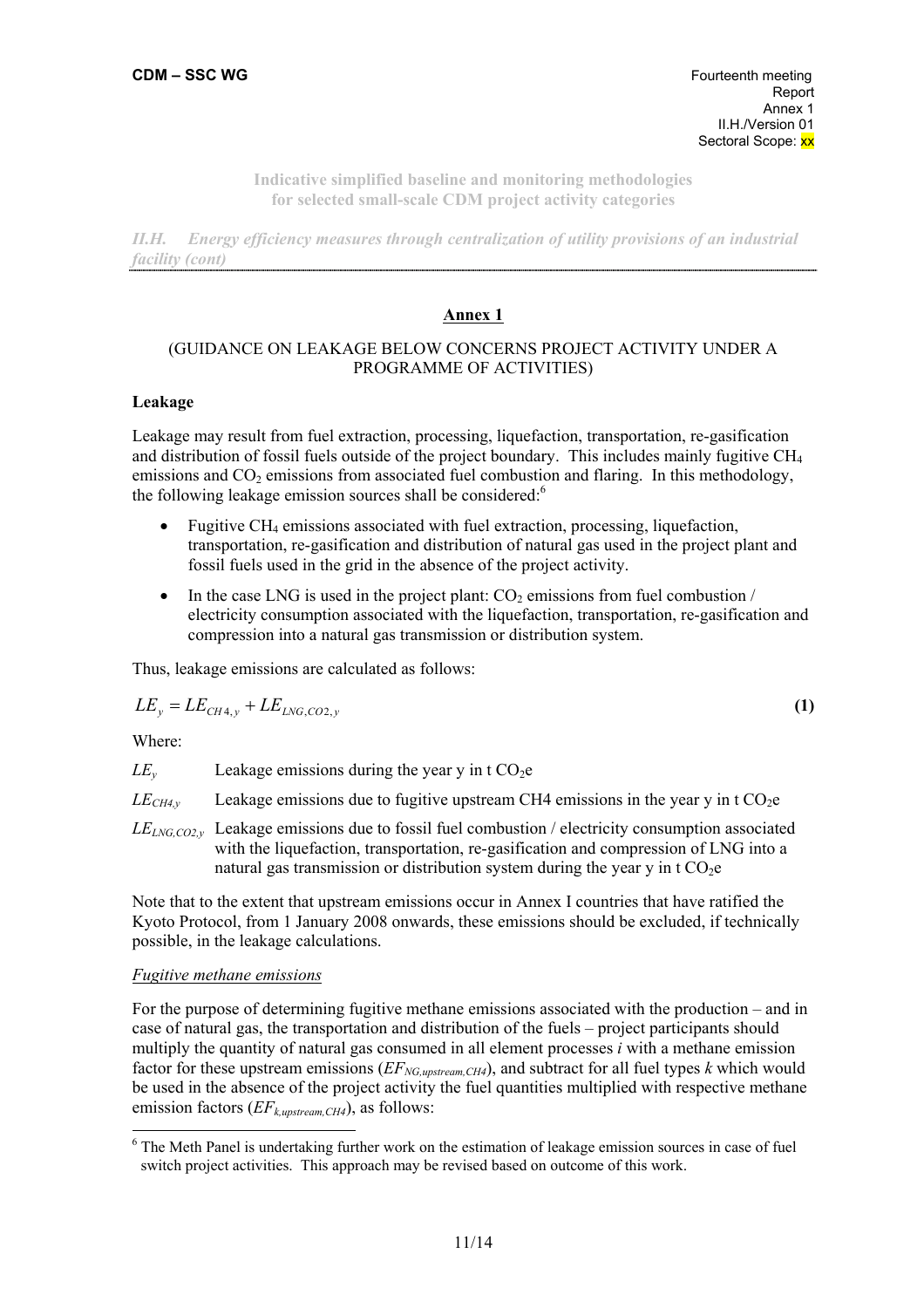## Annex 1

(GUIDANCE ON LEAKAGE BELOW CONCERNS PROJECT ACTIVITY UNDER A PROGRAMME OF ACTIVITIES)

### Leakage

Leakage may result from fuel extraction, processing, liquefaction, transportation, re-gasification and distribution of fossil fuels outside of the project boundary. This includes mainly fugitive $CH_4$ emissions and $CO_2$ emissions from associated fuel combustion and flaring. In this methodology, the following leakage emission sources shall be considered:[6]

- Fugitive $CH_4$ emissions associated with fuel extraction, processing, liquefaction, transportation, re-gasification and distribution of natural gas used in the project plant and fossil fuels used in the grid in the absence of the project activity.
- In the case LNG is used in the project plant: $CO_2$ emissions from fuel combustion / electricity consumption associated with the liquefaction, transportation, re-gasification and compression into a natural gas transmission or distribution system.

Thus, leakage emissions are calculated as follows:

$$LE_y = LE_{CH4,y} + LE_{LNG,CO2,y} \tag{1}$$

Where:

$LE_y$ Leakage emissions during the year y in t $CO_2$e

$LE_{CH4,y}$ Leakage emissions due to fugitive upstream CH4 emissions in the year y in t $CO_2$e

$LE_{LNG,CO2,y}$ Leakage emissions due to fossil fuel combustion / electricity consumption associated with the liquefaction, transportation, re-gasification and compression of LNG into a natural gas transmission or distribution system during the year y in t $CO_2$e

Note that to the extent that upstream emissions occur in Annex I countries that have ratified the Kyoto Protocol, from 1 January 2008 onwards, these emissions should be excluded, if technically possible, in the leakage calculations.

*Fugitive methane emissions*

For the purpose of determining fugitive methane emissions associated with the production – and in case of natural gas, the transportation and distribution of the fuels – project participants should multiply the quantity of natural gas consumed in all element processes *i* with a methane emission factor for these upstream emissions ($EF_{NG,upstream,CH4}$), and subtract for all fuel types *k* which would be used in the absence of the project activity the fuel quantities multiplied with respective methane emission factors ($EF_{k,upstream,CH4}$), as follows:

[6] The Meth Panel is undertaking further work on the estimation of leakage emission sources in case of fuel switch project activities. This approach may be revised based on outcome of this work.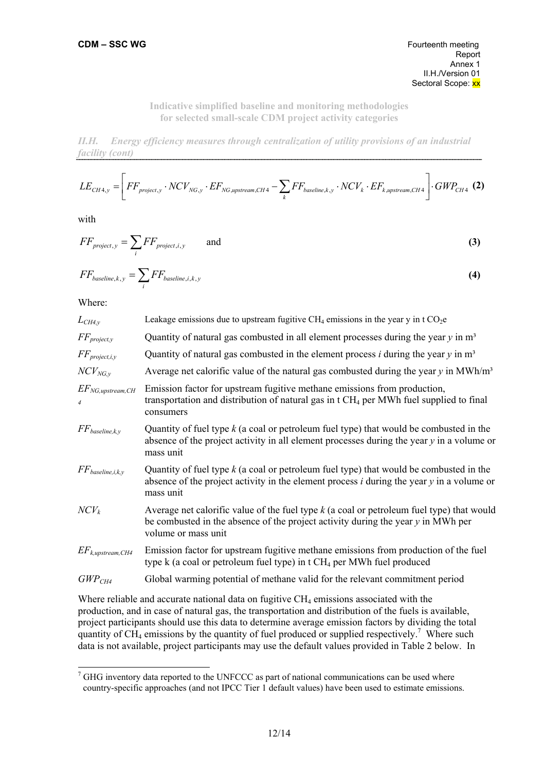$$LE_{CH4,y} = \left[ FF_{project,y} \cdot NCV_{NG,y} \cdot EF_{NG,upstream,CH4} - \sum_{k} FF_{baseline,k,y} \cdot NCV_k \cdot EF_{k,upstream,CH4} \right] \cdot GWP_{CH4} \quad \textbf{(2)}$$

with

$$FF_{project,y} = \sum_{i} FF_{project,i,y} \qquad \text{and} \qquad \textbf{(3)}$$

$$FF_{baseline,k,y} = \sum_{i} FF_{baseline,i,k,y} \qquad \textbf{(4)}$$

Where:

| | |
|---|---|
| $L_{CH4,y}$ | Leakage emissions due to upstream fugitive $CH_4$ emissions in the year y in t $CO_2$e |
| $FF_{project,y}$ | Quantity of natural gas combusted in all element processes during the year *y* in m³ |
| $FF_{project,i,y}$ | Quantity of natural gas combusted in the element process *i* during the year *y* in m³ |
| $NCV_{NG,y}$ | Average net calorific value of the natural gas combusted during the year *y* in MWh/m³ |
| $EF_{NG,upstream,CH4}$ | Emission factor for upstream fugitive methane emissions from production, transportation and distribution of natural gas in t $CH_4$ per MWh fuel supplied to final consumers |
| $FF_{baseline,k,y}$ | Quantity of fuel type *k* (a coal or petroleum fuel type) that would be combusted in the absence of the project activity in all element processes during the year *y* in a volume or mass unit |
| $FF_{baseline,i,k,y}$ | Quantity of fuel type *k* (a coal or petroleum fuel type) that would be combusted in the absence of the project activity in the element process *i* during the year *y* in a volume or mass unit |
| $NCV_k$ | Average net calorific value of the fuel type *k* (a coal or petroleum fuel type) that would be combusted in the absence of the project activity during the year *y* in MWh per volume or mass unit |
| $EF_{k,upstream,CH4}$ | Emission factor for upstream fugitive methane emissions from production of the fuel type k (a coal or petroleum fuel type) in t $CH_4$ per MWh fuel produced |
| $GWP_{CH4}$ | Global warming potential of methane valid for the relevant commitment period |

Where reliable and accurate national data on fugitive $CH_4$ emissions associated with the production, and in case of natural gas, the transportation and distribution of the fuels is available, project participants should use this data to determine average emission factors by dividing the total quantity of $CH_4$ emissions by the quantity of fuel produced or supplied respectively.[7] Where such data is not available, project participants may use the default values provided in Table 2 below. In

[7] GHG inventory data reported to the UNFCCC as part of national communications can be used where country-specific approaches (and not IPCC Tier 1 default values) have been used to estimate emissions.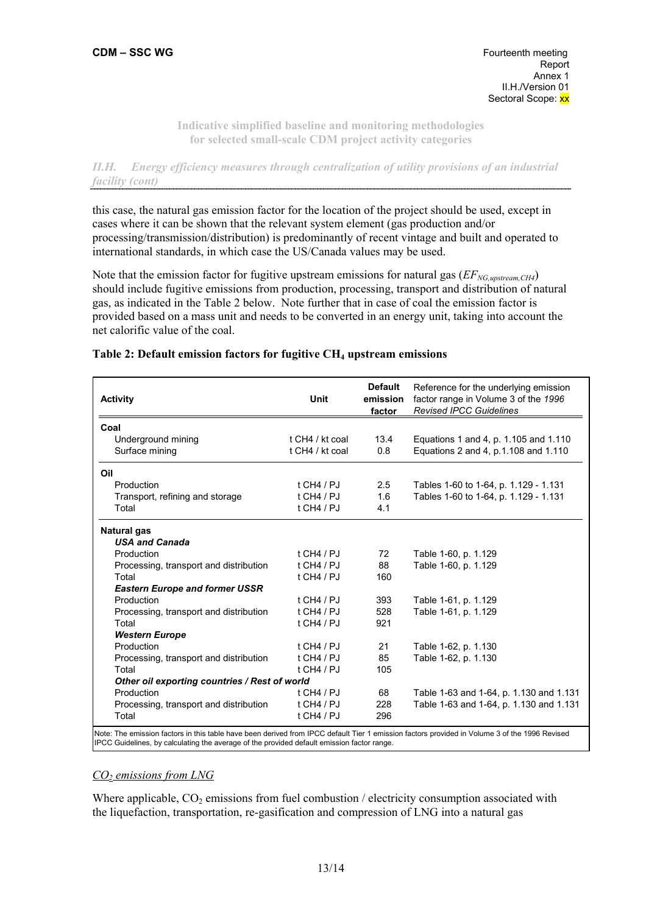## II.H. Energy efficiency measures through centralization of utility provisions of an industrial facility (cont)

this case, the natural gas emission factor for the location of the project should be used, except in cases where it can be shown that the relevant system element (gas production and/or processing/transmission/distribution) is predominantly of recent vintage and built and operated to international standards, in which case the US/Canada values may be used.

Note that the emission factor for fugitive upstream emissions for natural gas ($EF_{NG,upstream,CH4}$) should include fugitive emissions from production, processing, transport and distribution of natural gas, as indicated in the Table 2 below. Note further that in case of coal the emission factor is provided based on a mass unit and needs to be converted in an energy unit, taking into account the net calorific value of the coal.

**Table 2: Default emission factors for fugitive $CH_4$ upstream emissions**

| Activity | Unit | Default emission factor | Reference for the underlying emission factor range in Volume 3 of the *1996 Revised IPCC Guidelines* |
|---|---|---|---|
| **Coal** | | | |
| Underground mining | t CH4 / kt coal | 13.4 | Equations 1 and 4, p. 1.105 and 1.110 |
| Surface mining | t CH4 / kt coal | 0.8 | Equations 2 and 4, p.1.108 and 1.110 |
| **Oil** | | | |
| Production | t CH4 / PJ | 2.5 | Tables 1-60 to 1-64, p. 1.129 - 1.131 |
| Transport, refining and storage | t CH4 / PJ | 1.6 | Tables 1-60 to 1-64, p. 1.129 - 1.131 |
| Total | t CH4 / PJ | 4.1 | |
| **Natural gas** | | | |
| ***USA and Canada*** | | | |
| Production | t CH4 / PJ | 72 | Table 1-60, p. 1.129 |
| Processing, transport and distribution | t CH4 / PJ | 88 | Table 1-60, p. 1.129 |
| Total | t CH4 / PJ | 160 | |
| ***Eastern Europe and former USSR*** | | | |
| Production | t CH4 / PJ | 393 | Table 1-61, p. 1.129 |
| Processing, transport and distribution | t CH4 / PJ | 528 | Table 1-61, p. 1.129 |
| Total | t CH4 / PJ | 921 | |
| ***Western Europe*** | | | |
| Production | t CH4 / PJ | 21 | Table 1-62, p. 1.130 |
| Processing, transport and distribution | t CH4 / PJ | 85 | Table 1-62, p. 1.130 |
| Total | t CH4 / PJ | 105 | |
| ***Other oil exporting countries / Rest of world*** | | | |
| Production | t CH4 / PJ | 68 | Table 1-63 and 1-64, p. 1.130 and 1.131 |
| Processing, transport and distribution | t CH4 / PJ | 228 | Table 1-63 and 1-64, p. 1.130 and 1.131 |
| Total | t CH4 / PJ | 296 | |

Note: The emission factors in this table have been derived from IPCC default Tier 1 emission factors provided in Volume 3 of the 1996 Revised IPCC Guidelines, by calculating the average of the provided default emission factor range.

### *$CO_2$ emissions from LNG*

Where applicable, $CO_2$ emissions from fuel combustion / electricity consumption associated with the liquefaction, transportation, re-gasification and compression of LNG into a natural gas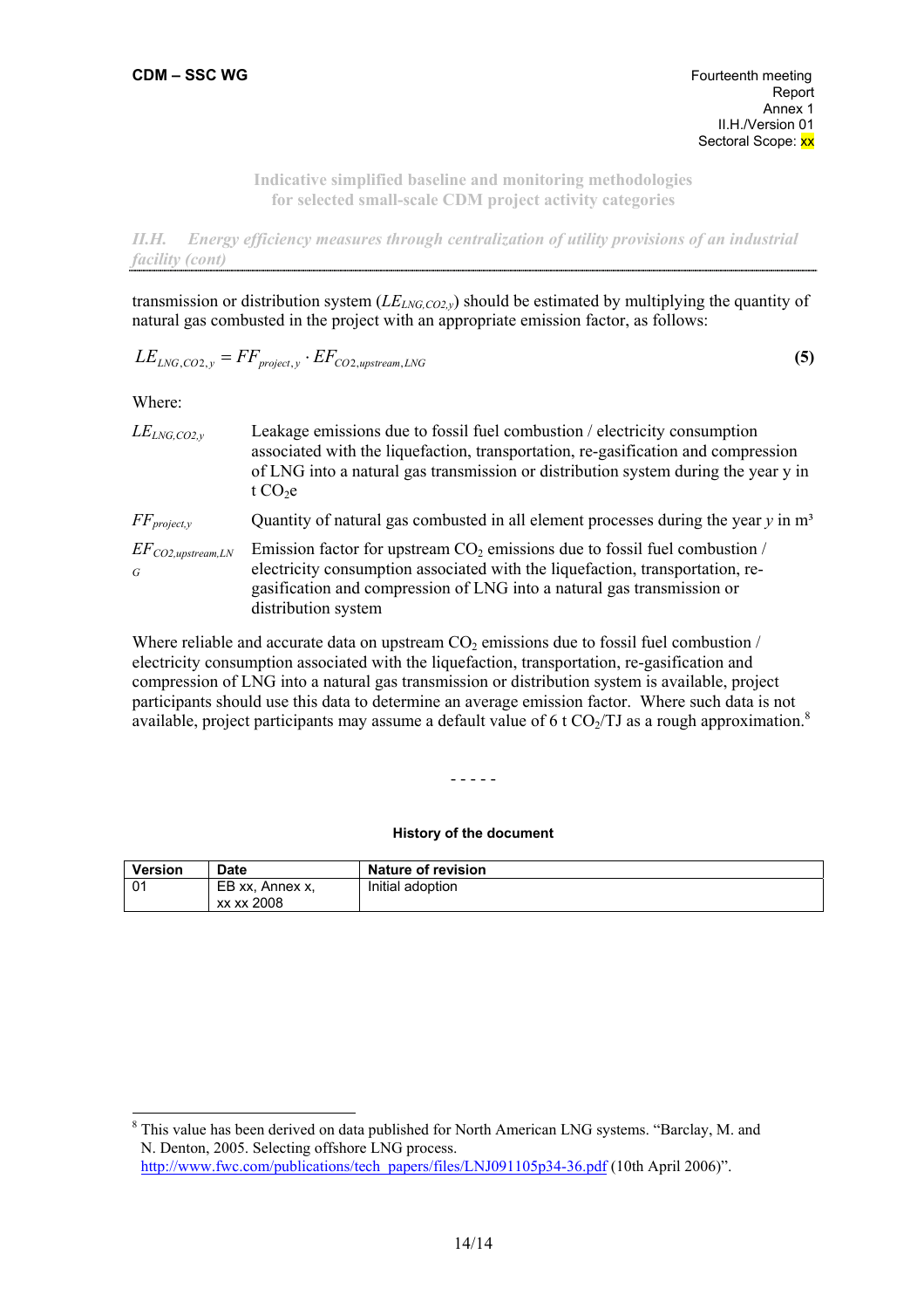transmission or distribution system ($LE_{LNG,CO2,y}$) should be estimated by multiplying the quantity of natural gas combusted in the project with an appropriate emission factor, as follows:

$$LE_{LNG,CO2,y} = FF_{project,y} \cdot EF_{CO2,upstream,LNG} \tag{5}$$

Where:

| | |
|---|---|
| $LE_{LNG,CO2,y}$ | Leakage emissions due to fossil fuel combustion / electricity consumption associated with the liquefaction, transportation, re-gasification and compression of LNG into a natural gas transmission or distribution system during the year y in t $CO_2$e |
| $FF_{project,y}$ | Quantity of natural gas combusted in all element processes during the year *y* in $m^3$ |
| $EF_{CO2,upstream,LNG}$ | Emission factor for upstream $CO_2$ emissions due to fossil fuel combustion / electricity consumption associated with the liquefaction, transportation, re-gasification and compression of LNG into a natural gas transmission or distribution system |

Where reliable and accurate data on upstream $CO_2$ emissions due to fossil fuel combustion / electricity consumption associated with the liquefaction, transportation, re-gasification and compression of LNG into a natural gas transmission or distribution system is available, project participants should use this data to determine an average emission factor. Where such data is not available, project participants may assume a default value of 6 t $CO_2$/TJ as a rough approximation.[8]

- - - - -

**History of the document**

| Version | Date | Nature of revision |
|---|---|---|
| 01 | EB xx, Annex x, xx xx 2008 | Initial adoption |

[8] This value has been derived on data published for North American LNG systems. "Barclay, M. and N. Denton, 2005. Selecting offshore LNG process. http://www.fwc.com/publications/tech_papers/files/LNJ091105p34-36.pdf (10th April 2006)".